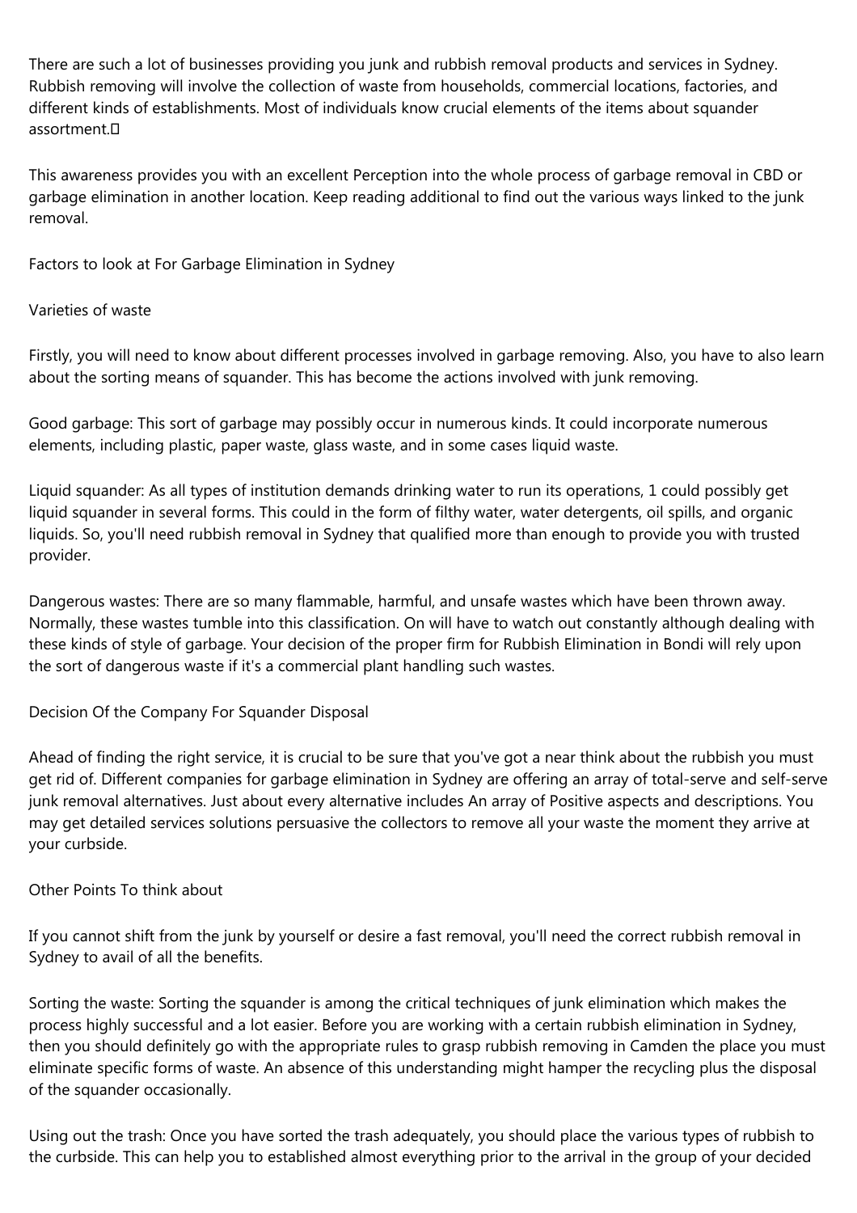There are such a lot of businesses providing you junk and rubbish removal products and services in Sydney. Rubbish removing will involve the collection of waste from households, commercial locations, factories, and different kinds of establishments. Most of individuals know crucial elements of the items about squander assortment.

This awareness provides you with an excellent Perception into the whole process of garbage removal in CBD or garbage elimination in another location. Keep reading additional to find out the various ways linked to the junk removal.

## Factors to look at For Garbage Elimination in Sydney

### Varieties of waste

Firstly, you will need to know about different processes involved in garbage removing. Also, you have to also learn about the sorting means of squander. This has become the actions involved with junk removing.

Good garbage: This sort of garbage may possibly occur in numerous kinds. It could incorporate numerous elements, including plastic, paper waste, glass waste, and in some cases liquid waste.

Liquid squander: As all types of institution demands drinking water to run its operations, 1 could possibly get liquid squander in several forms. This could in the form of filthy water, water detergents, oil spills, and organic liquids. So, you'll need rubbish removal in Sydney that qualified more than enough to provide you with trusted provider.

Dangerous wastes: There are so many flammable, harmful, and unsafe wastes which have been thrown away. Normally, these wastes tumble into this classification. On will have to watch out constantly although dealing with these kinds of style of garbage. Your decision of the proper firm for Rubbish Elimination in Bondi will rely upon the sort of dangerous waste if it's a commercial plant handling such wastes.

## Decision Of the Company For Squander Disposal

Ahead of finding the right service, it is crucial to be sure that you've got a near think about the rubbish you must get rid of. Different companies for garbage elimination in Sydney are offering an array of total-serve and self-serve junk removal alternatives. Just about every alternative includes An array of Positive aspects and descriptions. You may get detailed services solutions persuasive the collectors to remove all your waste the moment they arrive at your curbside.

## Other Points To think about

If you cannot shift from the junk by yourself or desire a fast removal, you'll need the correct rubbish removal in Sydney to avail of all the benefits.

Sorting the waste: Sorting the squander is among the critical techniques of junk elimination which makes the process highly successful and a lot easier. Before you are working with a certain rubbish elimination in Sydney, then you should definitely go with the appropriate rules to grasp rubbish removing in Camden the place you must eliminate specific forms of waste. An absence of this understanding might hamper the recycling plus the disposal of the squander occasionally.

Using out the trash: Once you have sorted the trash adequately, you should place the various types of rubbish to the curbside. This can help you to established almost everything prior to the arrival in the group of your decided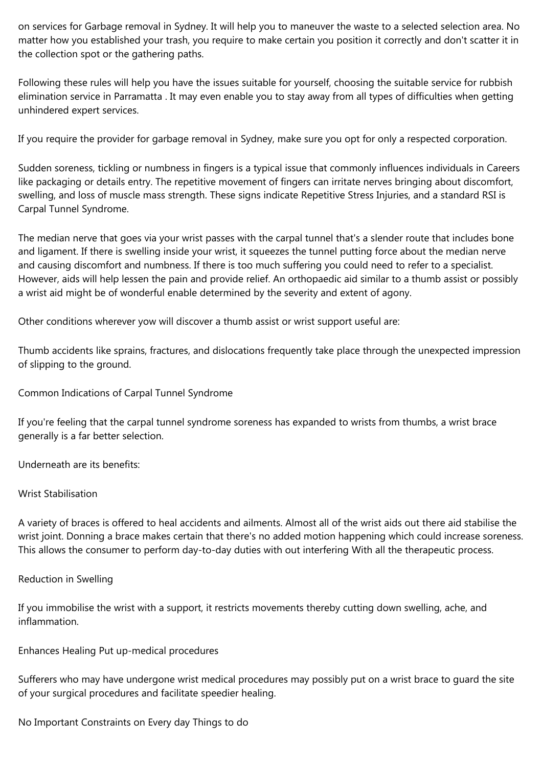on services for Garbage removal in Sydney. It will help you to maneuver the waste to a selected selection area. No matter how you established your trash, you require to make certain you position it correctly and don't scatter it in the collection spot or the gathering paths.

Following these rules will help you have the issues suitable for yourself, choosing the suitable service for rubbish elimination service in Parramatta . It may even enable you to stay away from all types of difficulties when getting unhindered expert services.

If you require the provider for garbage removal in Sydney, make sure you opt for only a respected corporation.

Sudden soreness, tickling or numbness in fingers is a typical issue that commonly influences individuals in Careers like packaging or details entry. The repetitive movement of fingers can irritate nerves bringing about discomfort, swelling, and loss of muscle mass strength. These signs indicate Repetitive Stress Injuries, and a standard RSI is Carpal Tunnel Syndrome.

The median nerve that goes via your wrist passes with the carpal tunnel that's a slender route that includes bone and ligament. If there is swelling inside your wrist, it squeezes the tunnel putting force about the median nerve and causing discomfort and numbness. If there is too much suffering you could need to refer to a specialist. However, aids will help lessen the pain and provide relief. An orthopaedic aid similar to a thumb assist or possibly a wrist aid might be of wonderful enable determined by the severity and extent of agony.

Other conditions wherever yow will discover a thumb assist or wrist support useful are:

Thumb accidents like sprains, fractures, and dislocations frequently take place through the unexpected impression of slipping to the ground.

Common Indications of Carpal Tunnel Syndrome

If you're feeling that the carpal tunnel syndrome soreness has expanded to wrists from thumbs, a wrist brace generally is a far better selection.

Underneath are its benefits:

Wrist Stabilisation

A variety of braces is offered to heal accidents and ailments. Almost all of the wrist aids out there aid stabilise the wrist joint. Donning a brace makes certain that there's no added motion happening which could increase soreness. This allows the consumer to perform day-to-day duties with out interfering With all the therapeutic process.

Reduction in Swelling

If you immobilise the wrist with a support, it restricts movements thereby cutting down swelling, ache, and inflammation.

Enhances Healing Put up-medical procedures

Sufferers who may have undergone wrist medical procedures may possibly put on a wrist brace to guard the site of your surgical procedures and facilitate speedier healing.

No Important Constraints on Every day Things to do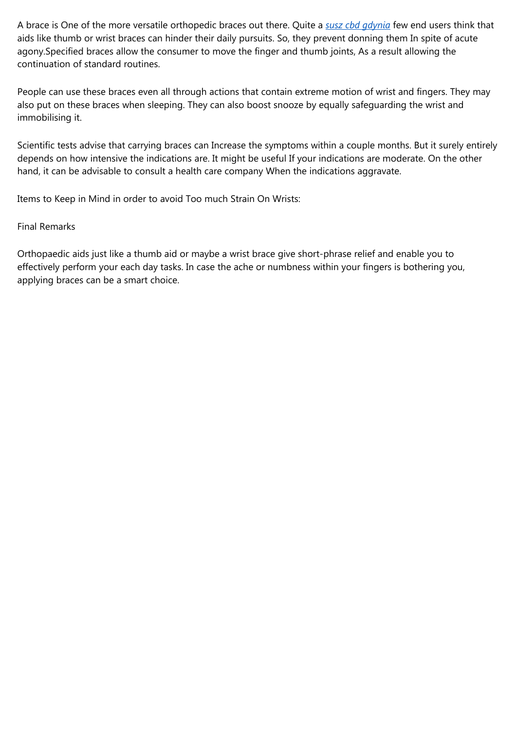A brace is One of the more versatile orthopedic braces out there. Quite a *susz cbd gdynia* few end users think that aids like thumb or wrist braces can hinder their daily pursuits. So, they prevent donning them In spite of acute agony.Specified braces allow the consumer to move the finger and thumb joints, As a result allowing the continuation of standard routines.

People can use these braces even all through actions that contain extreme motion of wrist and fingers. They may also put on these braces when sleeping. They can also boost snooze by equally safeguarding the wrist and immobilising it.

Scientific tests advise that carrying braces can Increase the symptoms within a couple months. But it surely entirely depends on how intensive the indications are. It might be useful If your indications are moderate. On the other hand, it can be advisable to consult a health care company When the indications aggravate.

Items to Keep in Mind in order to avoid Too much Strain On Wrists:

Final Remarks

Orthopaedic aids just like a thumb aid or maybe a wrist brace give short-phrase relief and enable you to effectively perform your each day tasks. In case the ache or numbness within your fingers is bothering you, applying braces can be a smart choice.